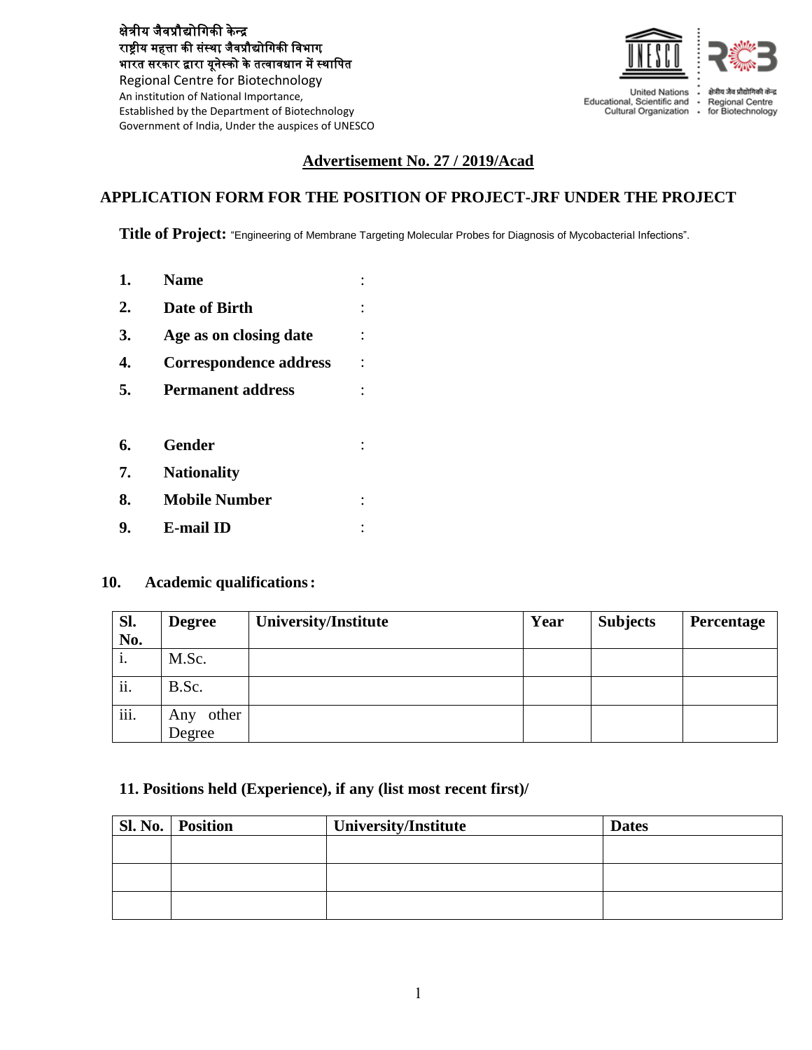क्षेत्रीय जैवप्रौद्योगिकी केन्द्र
राष्ट्रीय महत्ता की संस्था, जैवप्रौद्योगिकी विभाग,
भारत सरकार द्वारा यूनेस्को के तत्वावधान में स्थापित
Regional Centre for Biotechnology
An institution of National Importance,
Established by the Department of Biotechnology
Government of India, Under the auspices of UNESCO

United Nations Educational, Scientific and Cultural Organization · क्षेत्रीय जैव प्रौद्योगिकी केन्द्र Regional Centre for Biotechnology

## Advertisement No. 27 / 2019/Acad

## APPLICATION FORM FOR THE POSITION OF PROJECT-JRF UNDER THE PROJECT

**Title of Project:** "Engineering of Membrane Targeting Molecular Probes for Diagnosis of Mycobacterial Infections".

**1. Name** :

**2. Date of Birth** :

**3. Age as on closing date** :

**4. Correspondence address** :

**5. Permanent address** :

**6. Gender** :

**7. Nationality**

**8. Mobile Number** :

**9. E-mail ID** :

**10. Academic qualifications:**

| Sl. No. | Degree | University/Institute | Year | Subjects | Percentage |
|---|---|---|---|---|---|
| i. | M.Sc. | | | | |
| ii. | B.Sc. | | | | |
| iii. | Any other Degree | | | | |

**11. Positions held (Experience), if any (list most recent first)/**

| Sl. No. | Position | University/Institute | Dates |
|---|---|---|---|
| | | | |
| | | | |
| | | | |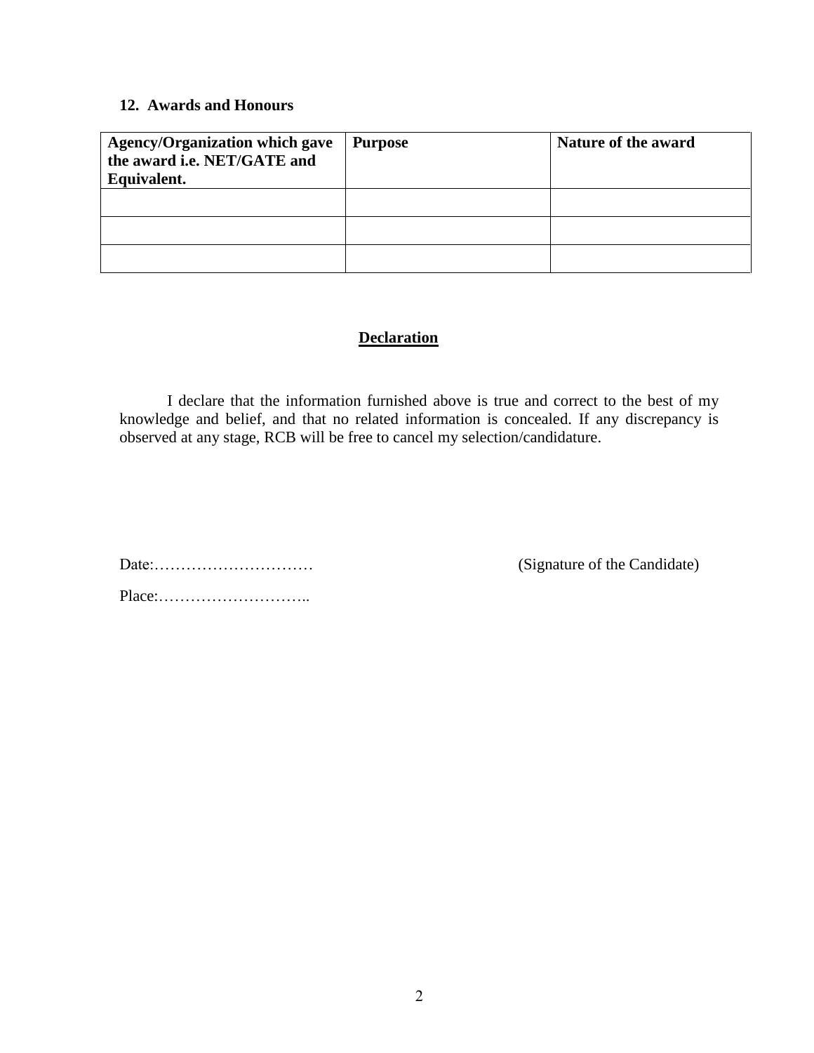**12. Awards and Honours**

| Agency/Organization which gave the award i.e. NET/GATE and Equivalent. | Purpose | Nature of the award |
|---|---|---|
| | | |
| | | |
| | | |

## Declaration

I declare that the information furnished above is true and correct to the best of my knowledge and belief, and that no related information is concealed. If any discrepancy is observed at any stage, RCB will be free to cancel my selection/candidature.

Date:…………………………  (Signature of the Candidate)

Place:………………………..